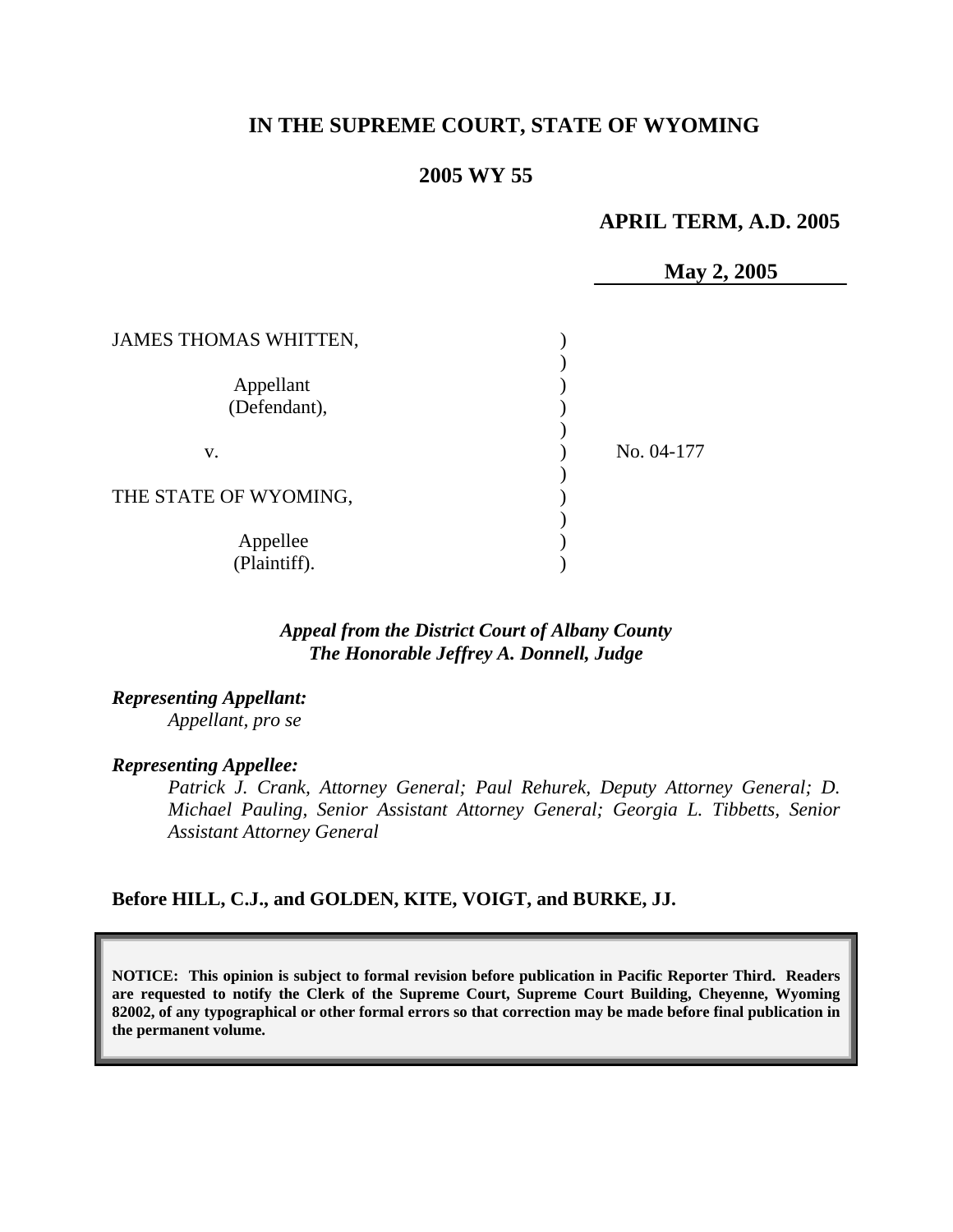# IN THE SUPREME COURT, STATE OF WYOMING

## 2005 WY 55

**APRIL TERM, A.D. 2005**

**May 2, 2005**

| | | |
|---|---|---|
| JAMES THOMAS WHITTEN, | ) | |
| | ) | |
| Appellant | ) | |
| (Defendant), | ) | |
| | ) | |
| v. | ) | No. 04-177 |
| | ) | |
| THE STATE OF WYOMING, | ) | |
| | ) | |
| Appellee | ) | |
| (Plaintiff). | ) | |

*Appeal from the District Court of Albany County*
*The Honorable Jeffrey A. Donnell, Judge*

***Representing Appellant:***
*Appellant, pro se*

***Representing Appellee:***
*Patrick J. Crank, Attorney General; Paul Rehurek, Deputy Attorney General; D. Michael Pauling, Senior Assistant Attorney General; Georgia L. Tibbetts, Senior Assistant Attorney General*

**Before HILL, C.J., and GOLDEN, KITE, VOIGT, and BURKE, JJ.**

**NOTICE: This opinion is subject to formal revision before publication in Pacific Reporter Third. Readers are requested to notify the Clerk of the Supreme Court, Supreme Court Building, Cheyenne, Wyoming 82002, of any typographical or other formal errors so that correction may be made before final publication in the permanent volume.**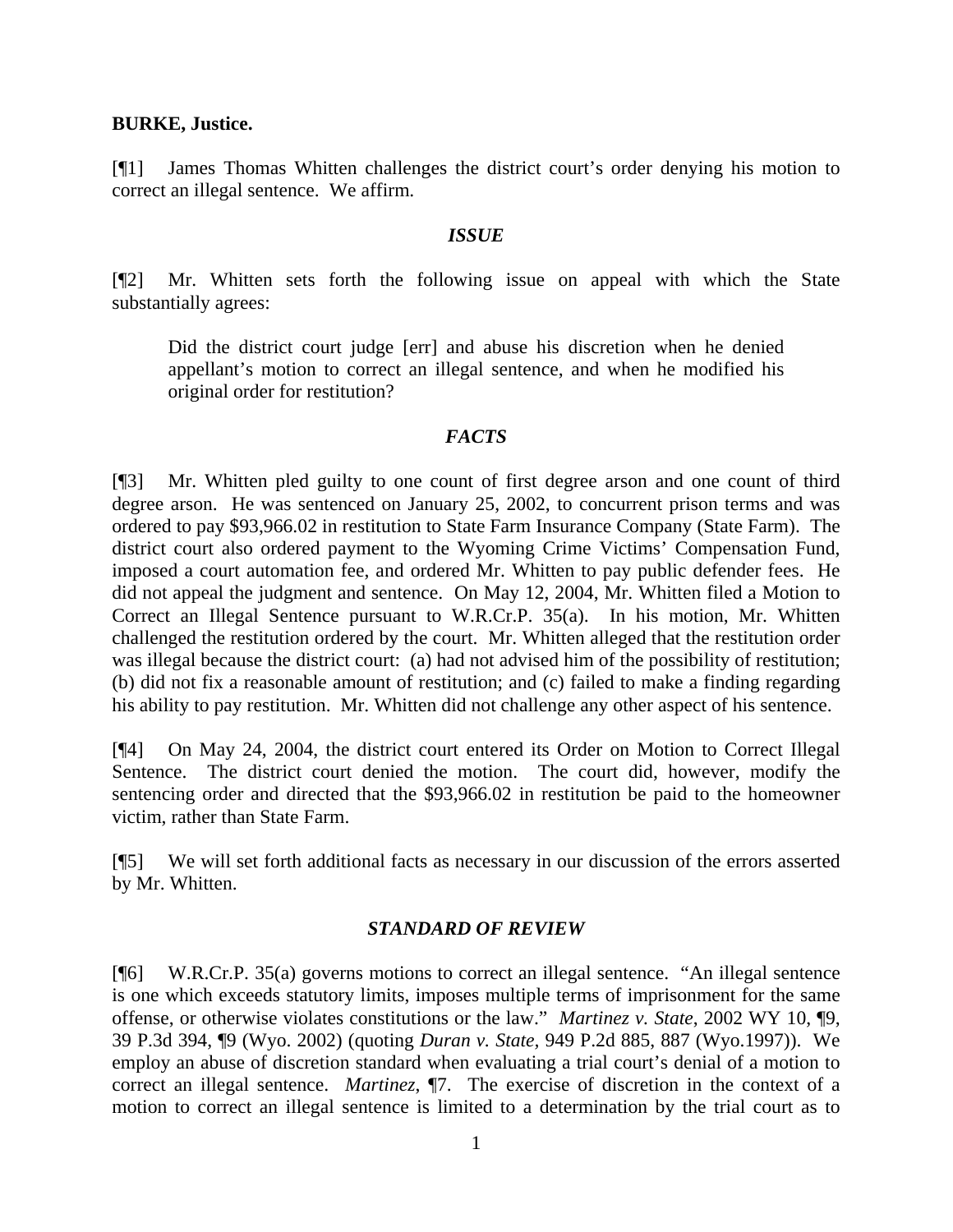**BURKE, Justice.**

[¶1] James Thomas Whitten challenges the district court's order denying his motion to correct an illegal sentence. We affirm.

### *ISSUE*

[¶2] Mr. Whitten sets forth the following issue on appeal with which the State substantially agrees:

> Did the district court judge [err] and abuse his discretion when he denied appellant's motion to correct an illegal sentence, and when he modified his original order for restitution?

### *FACTS*

[¶3] Mr. Whitten pled guilty to one count of first degree arson and one count of third degree arson. He was sentenced on January 25, 2002, to concurrent prison terms and was ordered to pay $93,966.02 in restitution to State Farm Insurance Company (State Farm). The district court also ordered payment to the Wyoming Crime Victims' Compensation Fund, imposed a court automation fee, and ordered Mr. Whitten to pay public defender fees. He did not appeal the judgment and sentence. On May 12, 2004, Mr. Whitten filed a Motion to Correct an Illegal Sentence pursuant to W.R.Cr.P. 35(a). In his motion, Mr. Whitten challenged the restitution ordered by the court. Mr. Whitten alleged that the restitution order was illegal because the district court: (a) had not advised him of the possibility of restitution; (b) did not fix a reasonable amount of restitution; and (c) failed to make a finding regarding his ability to pay restitution. Mr. Whitten did not challenge any other aspect of his sentence.

[¶4] On May 24, 2004, the district court entered its Order on Motion to Correct Illegal Sentence. The district court denied the motion. The court did, however, modify the sentencing order and directed that the $93,966.02 in restitution be paid to the homeowner victim, rather than State Farm.

[¶5] We will set forth additional facts as necessary in our discussion of the errors asserted by Mr. Whitten.

### *STANDARD OF REVIEW*

[¶6] W.R.Cr.P. 35(a) governs motions to correct an illegal sentence. "An illegal sentence is one which exceeds statutory limits, imposes multiple terms of imprisonment for the same offense, or otherwise violates constitutions or the law." *Martinez v. State*, 2002 WY 10, ¶9, 39 P.3d 394, ¶9 (Wyo. 2002) (quoting *Duran v. State*, 949 P.2d 885, 887 (Wyo.1997)). We employ an abuse of discretion standard when evaluating a trial court's denial of a motion to correct an illegal sentence. *Martinez*, ¶7. The exercise of discretion in the context of a motion to correct an illegal sentence is limited to a determination by the trial court as to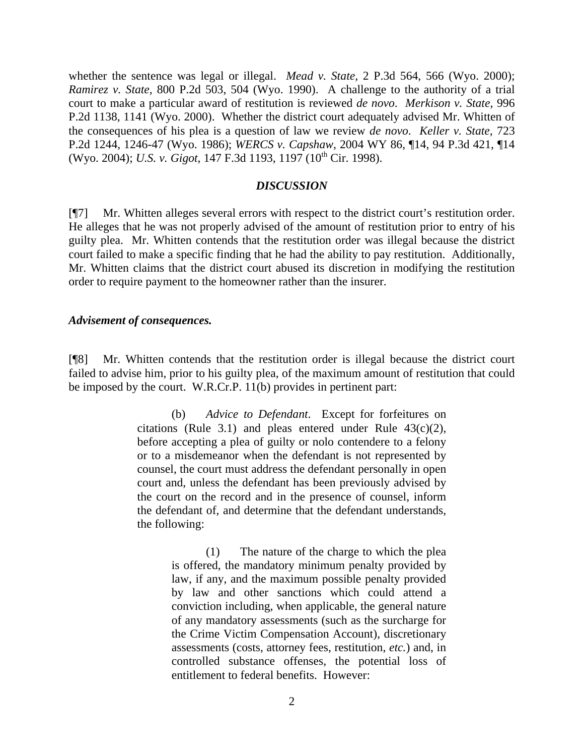whether the sentence was legal or illegal. *Mead v. State,* 2 P.3d 564, 566 (Wyo. 2000); *Ramirez v. State*, 800 P.2d 503, 504 (Wyo. 1990). A challenge to the authority of a trial court to make a particular award of restitution is reviewed *de novo*. *Merkison v. State*, 996 P.2d 1138, 1141 (Wyo. 2000). Whether the district court adequately advised Mr. Whitten of the consequences of his plea is a question of law we review *de novo*. *Keller v. State*, 723 P.2d 1244, 1246-47 (Wyo. 1986); *WERCS v. Capshaw*, 2004 WY 86, ¶14, 94 P.3d 421, ¶14 (Wyo. 2004); *U.S. v. Gigot*, 147 F.3d 1193, 1197 (10th Cir. 1998).

## *DISCUSSION*

[¶7] Mr. Whitten alleges several errors with respect to the district court's restitution order. He alleges that he was not properly advised of the amount of restitution prior to entry of his guilty plea. Mr. Whitten contends that the restitution order was illegal because the district court failed to make a specific finding that he had the ability to pay restitution. Additionally, Mr. Whitten claims that the district court abused its discretion in modifying the restitution order to require payment to the homeowner rather than the insurer.

### *Advisement of consequences.*

[¶8] Mr. Whitten contends that the restitution order is illegal because the district court failed to advise him, prior to his guilty plea, of the maximum amount of restitution that could be imposed by the court. W.R.Cr.P. 11(b) provides in pertinent part:

> (b) *Advice to Defendant*. Except for forfeitures on citations (Rule 3.1) and pleas entered under Rule 43(c)(2), before accepting a plea of guilty or nolo contendere to a felony or to a misdemeanor when the defendant is not represented by counsel, the court must address the defendant personally in open court and, unless the defendant has been previously advised by the court on the record and in the presence of counsel, inform the defendant of, and determine that the defendant understands, the following:
>
> > (1) The nature of the charge to which the plea is offered, the mandatory minimum penalty provided by law, if any, and the maximum possible penalty provided by law and other sanctions which could attend a conviction including, when applicable, the general nature of any mandatory assessments (such as the surcharge for the Crime Victim Compensation Account), discretionary assessments (costs, attorney fees, restitution, *etc.*) and, in controlled substance offenses, the potential loss of entitlement to federal benefits. However: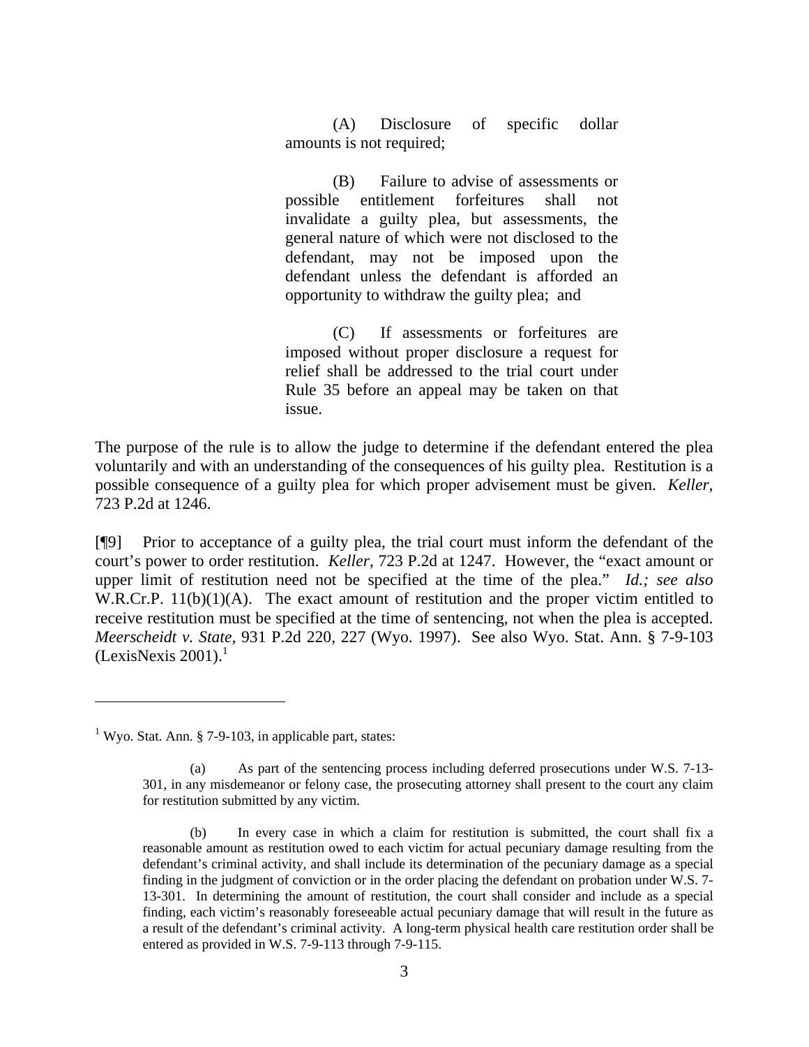> (A) Disclosure of specific dollar amounts is not required;
>
> (B) Failure to advise of assessments or possible entitlement forfeitures shall not invalidate a guilty plea, but assessments, the general nature of which were not disclosed to the defendant, may not be imposed upon the defendant unless the defendant is afforded an opportunity to withdraw the guilty plea; and
>
> (C) If assessments or forfeitures are imposed without proper disclosure a request for relief shall be addressed to the trial court under Rule 35 before an appeal may be taken on that issue.

The purpose of the rule is to allow the judge to determine if the defendant entered the plea voluntarily and with an understanding of the consequences of his guilty plea. Restitution is a possible consequence of a guilty plea for which proper advisement must be given. *Keller*, 723 P.2d at 1246.

[¶9] Prior to acceptance of a guilty plea, the trial court must inform the defendant of the court's power to order restitution. *Keller*, 723 P.2d at 1247. However, the "exact amount or upper limit of restitution need not be specified at the time of the plea." *Id.; see also* W.R.Cr.P. 11(b)(1)(A). The exact amount of restitution and the proper victim entitled to receive restitution must be specified at the time of sentencing, not when the plea is accepted. *Meerscheidt v. State*, 931 P.2d 220, 227 (Wyo. 1997). See also Wyo. Stat. Ann. § 7-9-103 (LexisNexis 2001).[1]

---

[1] Wyo. Stat. Ann. § 7-9-103, in applicable part, states:

> (a) As part of the sentencing process including deferred prosecutions under W.S. 7-13-301, in any misdemeanor or felony case, the prosecuting attorney shall present to the court any claim for restitution submitted by any victim.
>
> (b) In every case in which a claim for restitution is submitted, the court shall fix a reasonable amount as restitution owed to each victim for actual pecuniary damage resulting from the defendant's criminal activity, and shall include its determination of the pecuniary damage as a special finding in the judgment of conviction or in the order placing the defendant on probation under W.S. 7-13-301. In determining the amount of restitution, the court shall consider and include as a special finding, each victim's reasonably foreseeable actual pecuniary damage that will result in the future as a result of the defendant's criminal activity. A long-term physical health care restitution order shall be entered as provided in W.S. 7-9-113 through 7-9-115.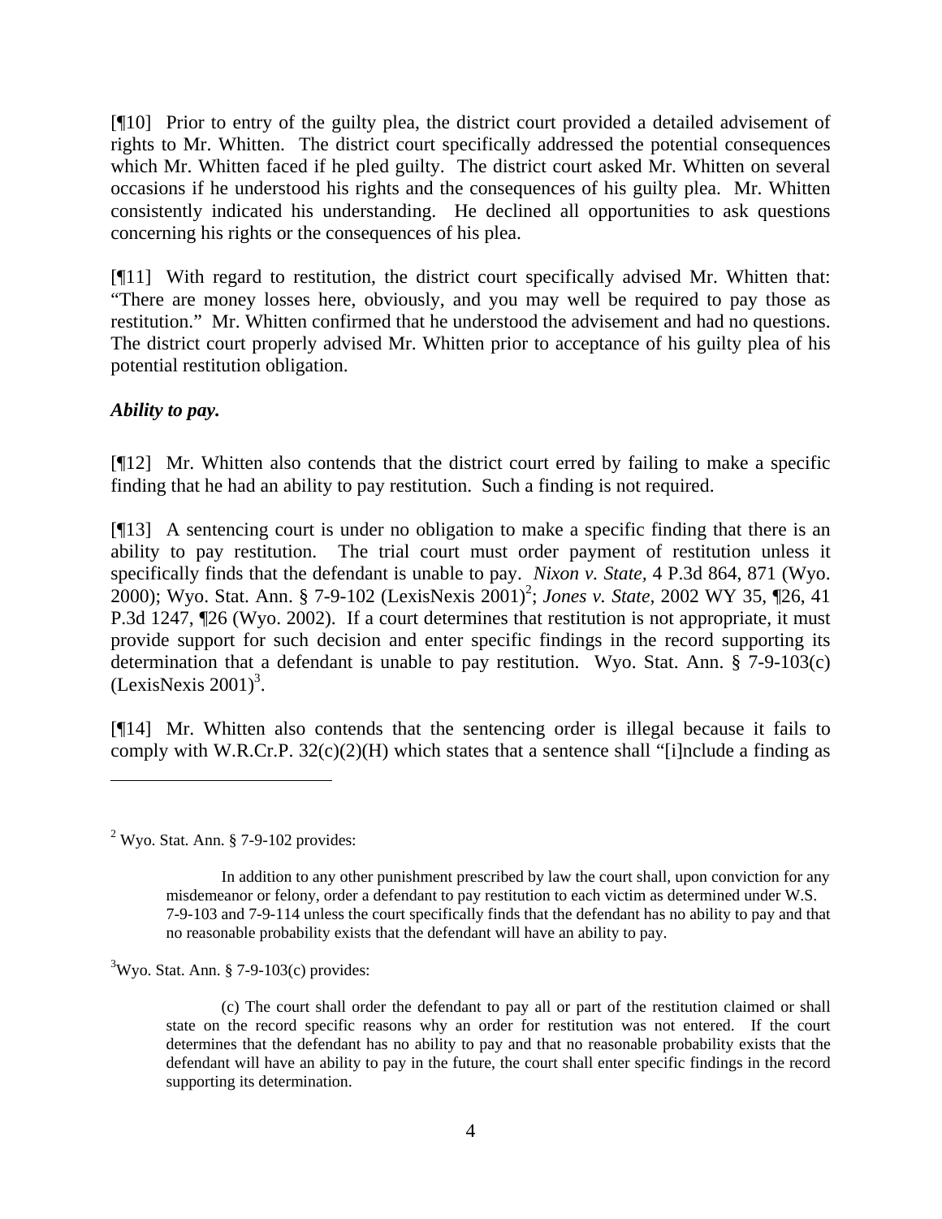[¶10] Prior to entry of the guilty plea, the district court provided a detailed advisement of rights to Mr. Whitten. The district court specifically addressed the potential consequences which Mr. Whitten faced if he pled guilty. The district court asked Mr. Whitten on several occasions if he understood his rights and the consequences of his guilty plea. Mr. Whitten consistently indicated his understanding. He declined all opportunities to ask questions concerning his rights or the consequences of his plea.

[¶11] With regard to restitution, the district court specifically advised Mr. Whitten that: "There are money losses here, obviously, and you may well be required to pay those as restitution." Mr. Whitten confirmed that he understood the advisement and had no questions. The district court properly advised Mr. Whitten prior to acceptance of his guilty plea of his potential restitution obligation.

***Ability to pay.***

[¶12] Mr. Whitten also contends that the district court erred by failing to make a specific finding that he had an ability to pay restitution. Such a finding is not required.

[¶13] A sentencing court is under no obligation to make a specific finding that there is an ability to pay restitution. The trial court must order payment of restitution unless it specifically finds that the defendant is unable to pay. *Nixon v. State,* 4 P.3d 864, 871 (Wyo. 2000); Wyo. Stat. Ann. § 7-9-102 (LexisNexis 2001)[2]; *Jones v. State,* 2002 WY 35, ¶26, 41 P.3d 1247, ¶26 (Wyo. 2002). If a court determines that restitution is not appropriate, it must provide support for such decision and enter specific findings in the record supporting its determination that a defendant is unable to pay restitution. Wyo. Stat. Ann. § 7-9-103(c) (LexisNexis 2001)[3].

[¶14] Mr. Whitten also contends that the sentencing order is illegal because it fails to comply with W.R.Cr.P. 32(c)(2)(H) which states that a sentence shall "[i]nclude a finding as

---

[2] Wyo. Stat. Ann. § 7-9-102 provides:

> In addition to any other punishment prescribed by law the court shall, upon conviction for any misdemeanor or felony, order a defendant to pay restitution to each victim as determined under W.S. 7-9-103 and 7-9-114 unless the court specifically finds that the defendant has no ability to pay and that no reasonable probability exists that the defendant will have an ability to pay.

[3] Wyo. Stat. Ann. § 7-9-103(c) provides:

> (c) The court shall order the defendant to pay all or part of the restitution claimed or shall state on the record specific reasons why an order for restitution was not entered. If the court determines that the defendant has no ability to pay and that no reasonable probability exists that the defendant will have an ability to pay in the future, the court shall enter specific findings in the record supporting its determination.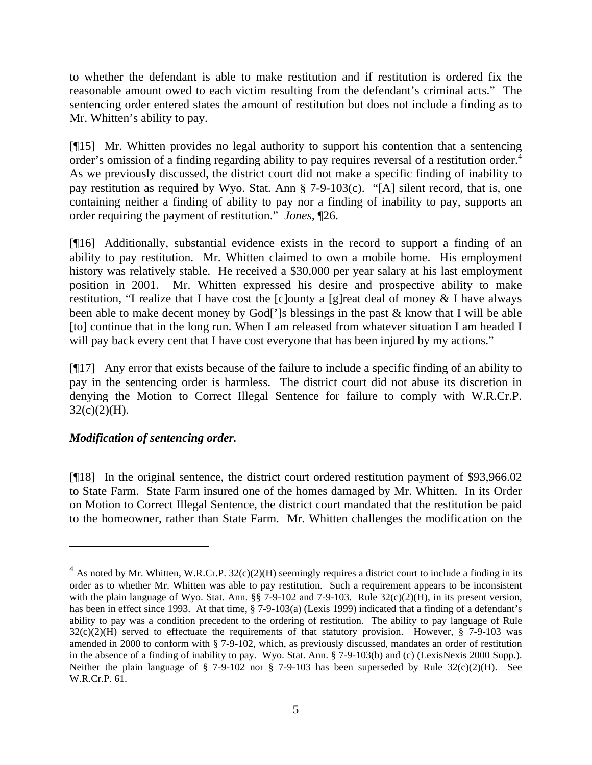to whether the defendant is able to make restitution and if restitution is ordered fix the reasonable amount owed to each victim resulting from the defendant's criminal acts." The sentencing order entered states the amount of restitution but does not include a finding as to Mr. Whitten's ability to pay.

[¶15] Mr. Whitten provides no legal authority to support his contention that a sentencing order's omission of a finding regarding ability to pay requires reversal of a restitution order.[4] As we previously discussed, the district court did not make a specific finding of inability to pay restitution as required by Wyo. Stat. Ann § 7-9-103(c). "[A] silent record, that is, one containing neither a finding of ability to pay nor a finding of inability to pay, supports an order requiring the payment of restitution." *Jones*, ¶26.

[¶16] Additionally, substantial evidence exists in the record to support a finding of an ability to pay restitution. Mr. Whitten claimed to own a mobile home. His employment history was relatively stable. He received a $30,000 per year salary at his last employment position in 2001. Mr. Whitten expressed his desire and prospective ability to make restitution, "I realize that I have cost the [c]ounty a [g]reat deal of money & I have always been able to make decent money by God[']s blessings in the past & know that I will be able [to] continue that in the long run. When I am released from whatever situation I am headed I will pay back every cent that I have cost everyone that has been injured by my actions."

[¶17] Any error that exists because of the failure to include a specific finding of an ability to pay in the sentencing order is harmless. The district court did not abuse its discretion in denying the Motion to Correct Illegal Sentence for failure to comply with W.R.Cr.P. 32(c)(2)(H).

***Modification of sentencing order.***

[¶18] In the original sentence, the district court ordered restitution payment of $93,966.02 to State Farm. State Farm insured one of the homes damaged by Mr. Whitten. In its Order on Motion to Correct Illegal Sentence, the district court mandated that the restitution be paid to the homeowner, rather than State Farm. Mr. Whitten challenges the modification on the

---

[4] As noted by Mr. Whitten, W.R.Cr.P. 32(c)(2)(H) seemingly requires a district court to include a finding in its order as to whether Mr. Whitten was able to pay restitution. Such a requirement appears to be inconsistent with the plain language of Wyo. Stat. Ann. §§ 7-9-102 and 7-9-103. Rule 32(c)(2)(H), in its present version, has been in effect since 1993. At that time, § 7-9-103(a) (Lexis 1999) indicated that a finding of a defendant's ability to pay was a condition precedent to the ordering of restitution. The ability to pay language of Rule 32(c)(2)(H) served to effectuate the requirements of that statutory provision. However, § 7-9-103 was amended in 2000 to conform with § 7-9-102, which, as previously discussed, mandates an order of restitution in the absence of a finding of inability to pay. Wyo. Stat. Ann. § 7-9-103(b) and (c) (LexisNexis 2000 Supp.). Neither the plain language of § 7-9-102 nor § 7-9-103 has been superseded by Rule 32(c)(2)(H). See W.R.Cr.P. 61.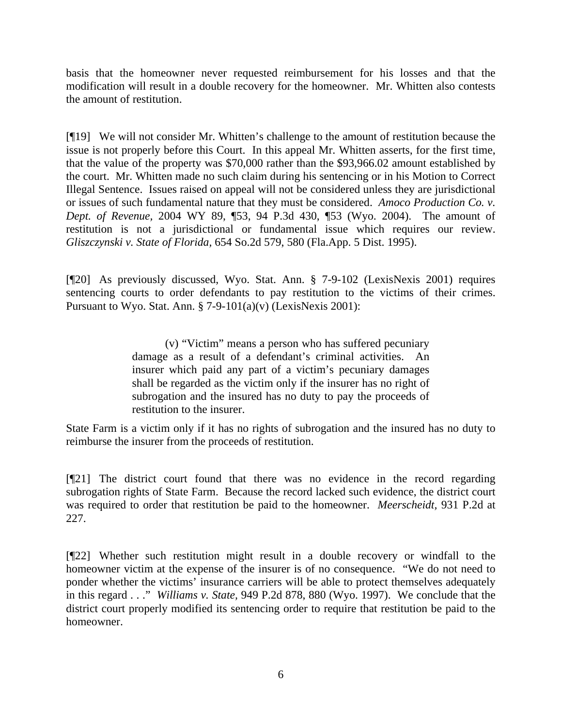basis that the homeowner never requested reimbursement for his losses and that the modification will result in a double recovery for the homeowner. Mr. Whitten also contests the amount of restitution.

[¶19] We will not consider Mr. Whitten's challenge to the amount of restitution because the issue is not properly before this Court. In this appeal Mr. Whitten asserts, for the first time, that the value of the property was $70,000 rather than the $93,966.02 amount established by the court. Mr. Whitten made no such claim during his sentencing or in his Motion to Correct Illegal Sentence. Issues raised on appeal will not be considered unless they are jurisdictional or issues of such fundamental nature that they must be considered. *Amoco Production Co. v. Dept. of Revenue*, 2004 WY 89, ¶53, 94 P.3d 430, ¶53 (Wyo. 2004). The amount of restitution is not a jurisdictional or fundamental issue which requires our review. *Gliszczynski v. State of Florida*, 654 So.2d 579, 580 (Fla.App. 5 Dist. 1995).

[¶20] As previously discussed, Wyo. Stat. Ann. § 7-9-102 (LexisNexis 2001) requires sentencing courts to order defendants to pay restitution to the victims of their crimes. Pursuant to Wyo. Stat. Ann. § 7-9-101(a)(v) (LexisNexis 2001):

> (v) "Victim" means a person who has suffered pecuniary damage as a result of a defendant's criminal activities. An insurer which paid any part of a victim's pecuniary damages shall be regarded as the victim only if the insurer has no right of subrogation and the insured has no duty to pay the proceeds of restitution to the insurer.

State Farm is a victim only if it has no rights of subrogation and the insured has no duty to reimburse the insurer from the proceeds of restitution.

[¶21] The district court found that there was no evidence in the record regarding subrogation rights of State Farm. Because the record lacked such evidence, the district court was required to order that restitution be paid to the homeowner. *Meerscheidt*, 931 P.2d at 227.

[¶22] Whether such restitution might result in a double recovery or windfall to the homeowner victim at the expense of the insurer is of no consequence. "We do not need to ponder whether the victims' insurance carriers will be able to protect themselves adequately in this regard . . ." *Williams v. State*, 949 P.2d 878, 880 (Wyo. 1997). We conclude that the district court properly modified its sentencing order to require that restitution be paid to the homeowner.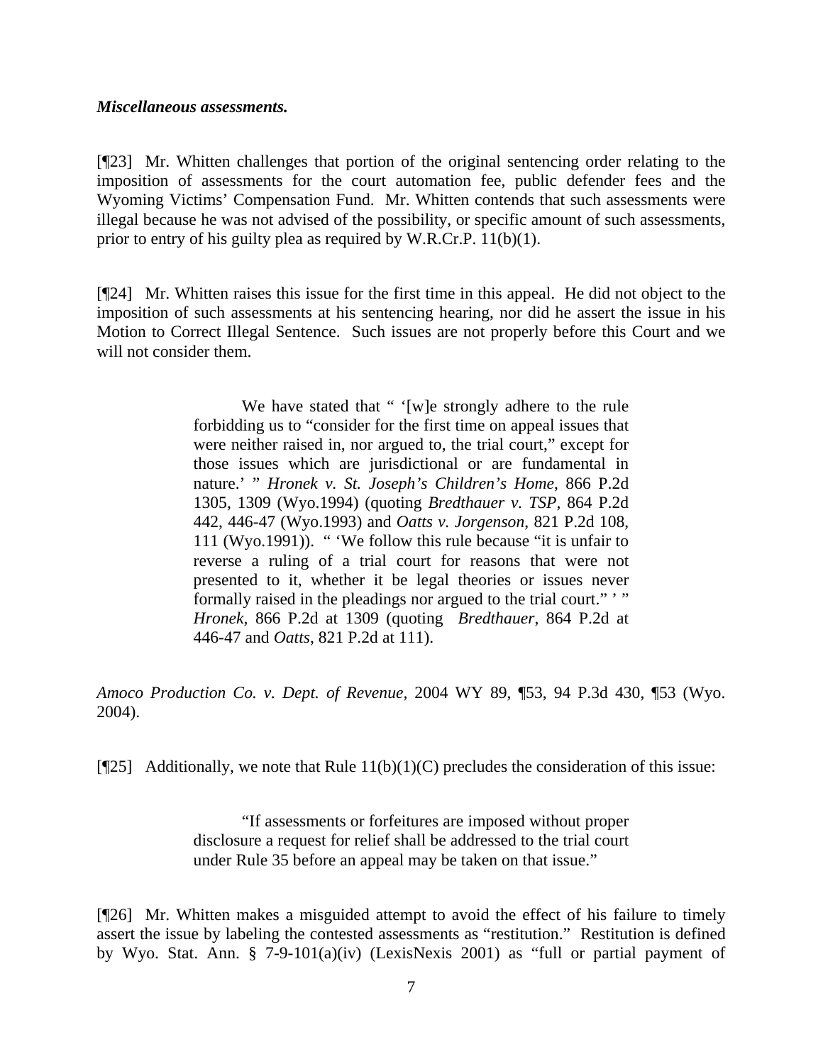***Miscellaneous assessments.***

[¶23] Mr. Whitten challenges that portion of the original sentencing order relating to the imposition of assessments for the court automation fee, public defender fees and the Wyoming Victims' Compensation Fund. Mr. Whitten contends that such assessments were illegal because he was not advised of the possibility, or specific amount of such assessments, prior to entry of his guilty plea as required by W.R.Cr.P. 11(b)(1).

[¶24] Mr. Whitten raises this issue for the first time in this appeal. He did not object to the imposition of such assessments at his sentencing hearing, nor did he assert the issue in his Motion to Correct Illegal Sentence. Such issues are not properly before this Court and we will not consider them.

> We have stated that " '[w]e strongly adhere to the rule forbidding us to "consider for the first time on appeal issues that were neither raised in, nor argued to, the trial court," except for those issues which are jurisdictional or are fundamental in nature.' " *Hronek v. St. Joseph's Children's Home*, 866 P.2d 1305, 1309 (Wyo.1994) (quoting *Bredthauer v. TSP*, 864 P.2d 442, 446-47 (Wyo.1993) and *Oatts v. Jorgenson*, 821 P.2d 108, 111 (Wyo.1991)). " 'We follow this rule because "it is unfair to reverse a ruling of a trial court for reasons that were not presented to it, whether it be legal theories or issues never formally raised in the pleadings nor argued to the trial court." ' " *Hronek*, 866 P.2d at 1309 (quoting *Bredthauer*, 864 P.2d at 446-47 and *Oatts*, 821 P.2d at 111).

*Amoco Production Co. v. Dept. of Revenue*, 2004 WY 89, ¶53, 94 P.3d 430, ¶53 (Wyo. 2004).

[¶25] Additionally, we note that Rule 11(b)(1)(C) precludes the consideration of this issue:

> "If assessments or forfeitures are imposed without proper disclosure a request for relief shall be addressed to the trial court under Rule 35 before an appeal may be taken on that issue."

[¶26] Mr. Whitten makes a misguided attempt to avoid the effect of his failure to timely assert the issue by labeling the contested assessments as "restitution." Restitution is defined by Wyo. Stat. Ann. § 7-9-101(a)(iv) (LexisNexis 2001) as "full or partial payment of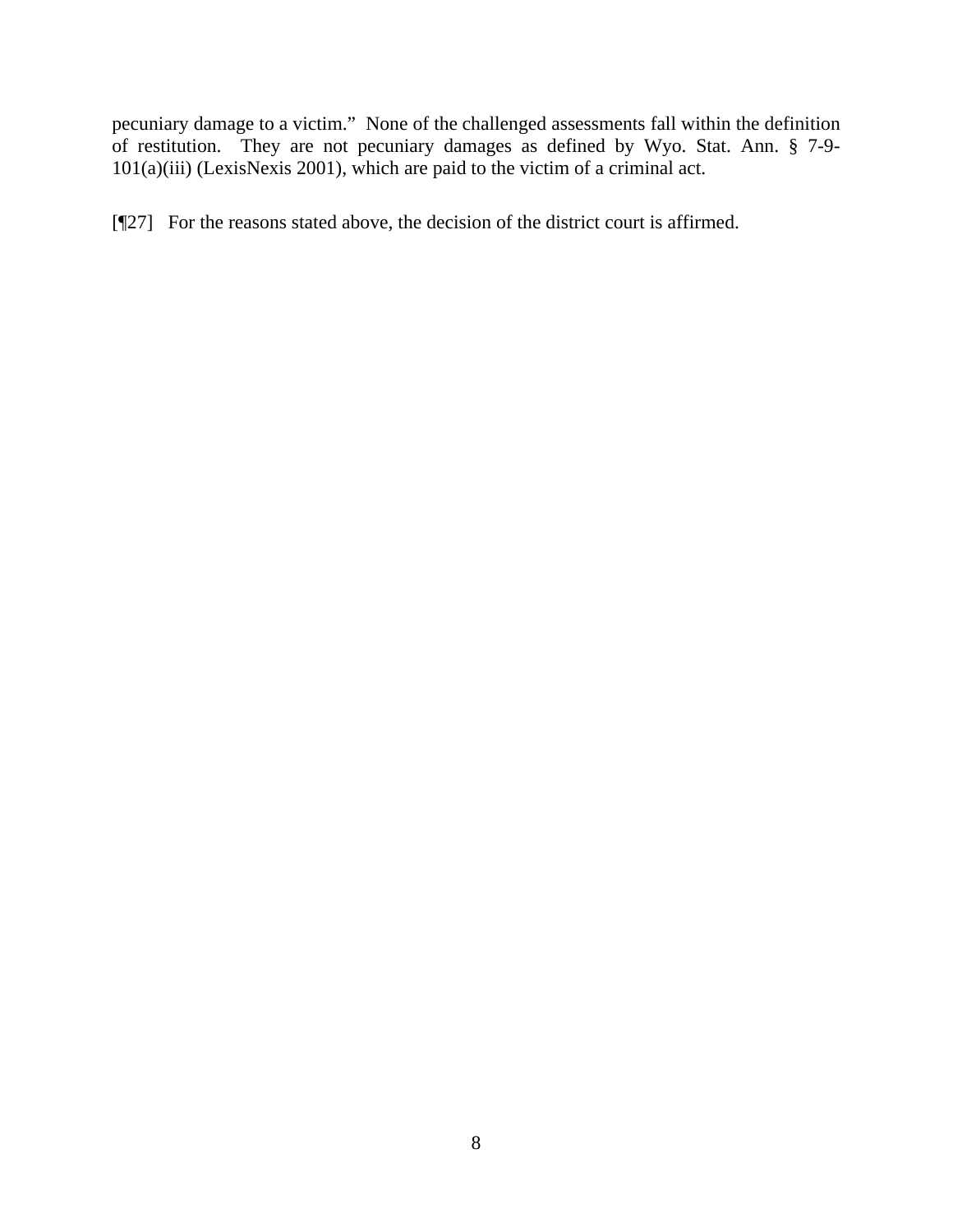pecuniary damage to a victim." None of the challenged assessments fall within the definition of restitution. They are not pecuniary damages as defined by Wyo. Stat. Ann. § 7-9-101(a)(iii) (LexisNexis 2001), which are paid to the victim of a criminal act.

[¶27] For the reasons stated above, the decision of the district court is affirmed.